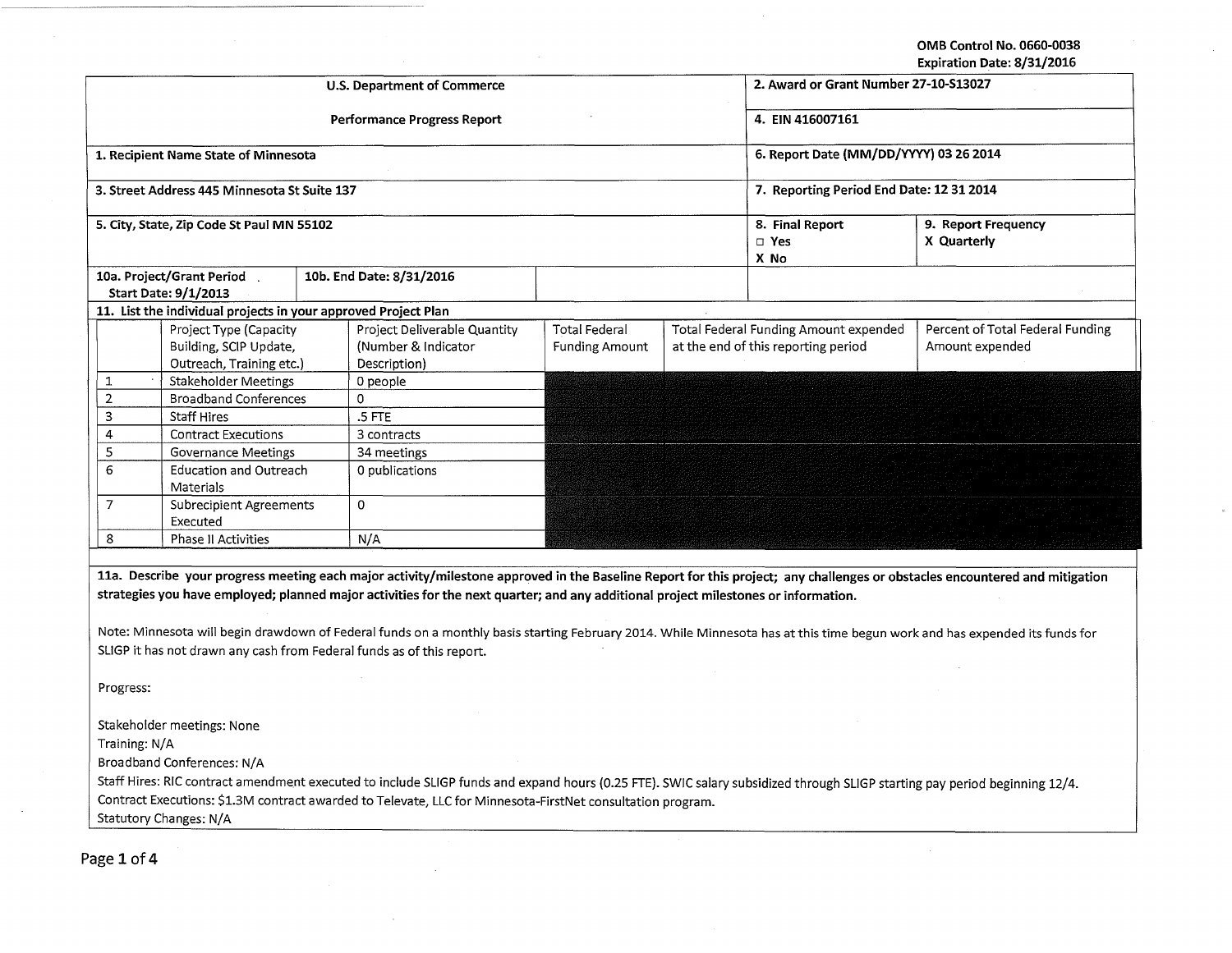OMB Control No. 0660-0038
Expiration Date: 8/31/2016

| U.S. Department of Commerce | 2. Award or Grant Number 27-10-S13027 |
|---|---|
| Performance Progress Report | 4. EIN 416007161 |
| 1. Recipient Name State of Minnesota | 6. Report Date (MM/DD/YYYY) 03 26 2014 |
| 3. Street Address 445 Minnesota St Suite 137 | 7. Reporting Period End Date: 12 31 2014 |
| 5. City, State, Zip Code St Paul MN 55102 | 8. Final Report ☐ Yes X No / 9. Report Frequency X Quarterly |
| 10a. Project/Grant Period Start Date: 9/1/2013 / 10b. End Date: 8/31/2016 | |

**11. List the individual projects in your approved Project Plan**

| | Project Type (Capacity Building, SCIP Update, Outreach, Training etc.) | Project Deliverable Quantity (Number & Indicator Description) | Total Federal Funding Amount | Total Federal Funding Amount expended at the end of this reporting period | Percent of Total Federal Funding Amount expended |
|---|---|---|---|---|---|
| 1 | Stakeholder Meetings | 0 people | | | |
| 2 | Broadband Conferences | 0 | | | |
| 3 | Staff Hires | .5 FTE | | | |
| 4 | Contract Executions | 3 contracts | | | |
| 5 | Governance Meetings | 34 meetings | | | |
| 6 | Education and Outreach Materials | 0 publications | | | |
| 7 | Subrecipient Agreements Executed | 0 | | | |
| 8 | Phase II Activities | N/A | | | |

**11a. Describe your progress meeting each major activity/milestone approved in the Baseline Report for this project; any challenges or obstacles encountered and mitigation strategies you have employed; planned major activities for the next quarter; and any additional project milestones or information.**

Note: Minnesota will begin drawdown of Federal funds on a monthly basis starting February 2014. While Minnesota has at this time begun work and has expended its funds for SLIGP it has not drawn any cash from Federal funds as of this report.

Progress:

Stakeholder meetings: None
Training: N/A
Broadband Conferences: N/A
Staff Hires: RIC contract amendment executed to include SLIGP funds and expand hours (0.25 FTE). SWIC salary subsidized through SLIGP starting pay period beginning 12/4.
Contract Executions: $1.3M contract awarded to Televate, LLC for Minnesota-FirstNet consultation program.
Statutory Changes: N/A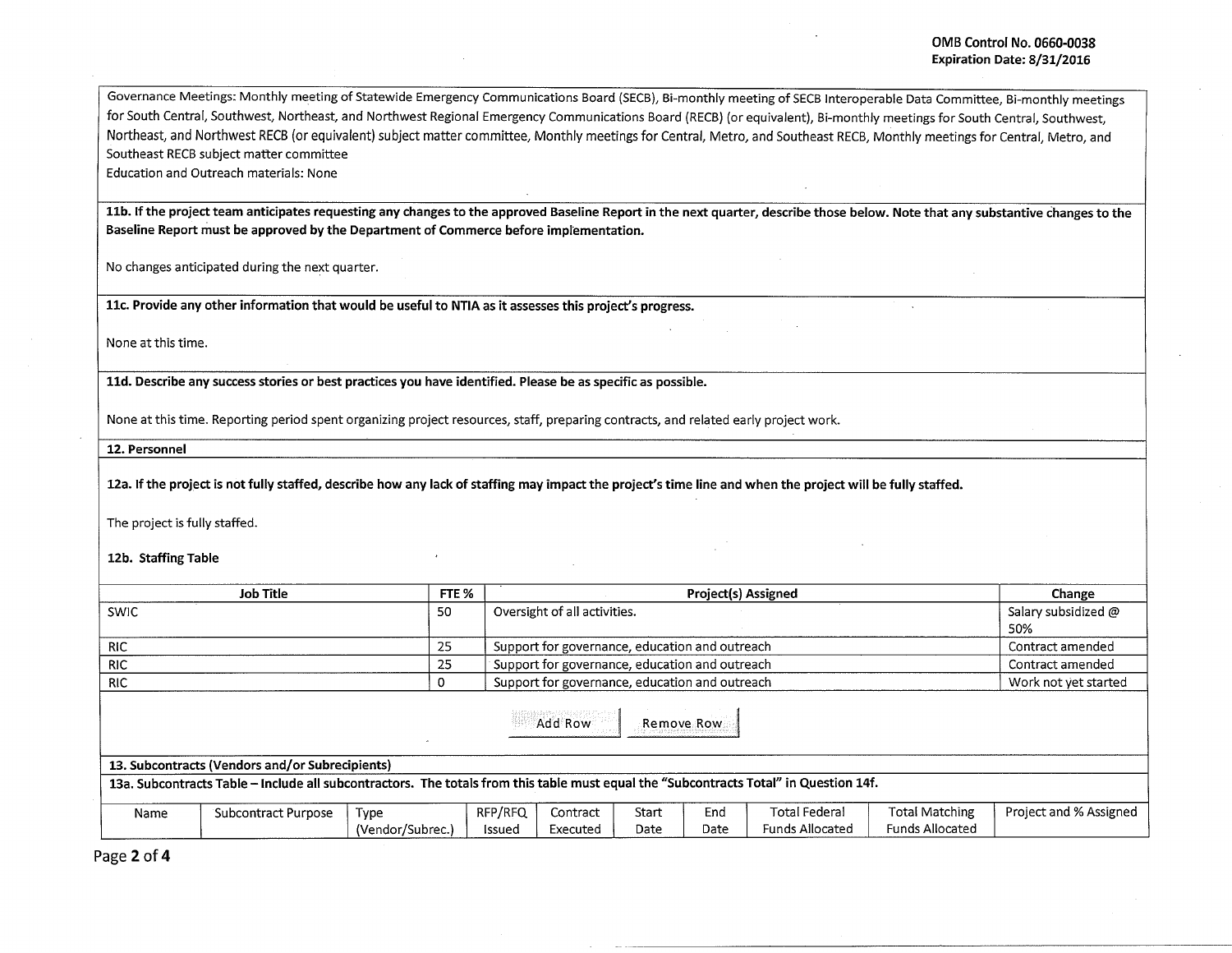Governance Meetings: Monthly meeting of Statewide Emergency Communications Board (SECB), Bi-monthly meeting of SECB Interoperable Data Committee, Bi-monthly meetings for South Central, Southwest, Northeast, and Northwest Regional Emergency Communications Board (RECB) (or equivalent), Bi-monthly meetings for South Central, Southwest, Northeast, and Northwest RECB (or equivalent) subject matter committee, Monthly meetings for Central, Metro, and Southeast RECB, Monthly meetings for Central, Metro, and Southeast RECB subject matter committee

Education and Outreach materials: None

**11b. If the project team anticipates requesting any changes to the approved Baseline Report in the next quarter, describe those below. Note that any substantive changes to the Baseline Report must be approved by the Department of Commerce before implementation.**

No changes anticipated during the next quarter.

**11c. Provide any other information that would be useful to NTIA as it assesses this project's progress.**

None at this time.

**11d. Describe any success stories or best practices you have identified. Please be as specific as possible.**

None at this time. Reporting period spent organizing project resources, staff, preparing contracts, and related early project work.

**12. Personnel**

**12a. If the project is not fully staffed, describe how any lack of staffing may impact the project's time line and when the project will be fully staffed.**

The project is fully staffed.

**12b. Staffing Table**

| Job Title | FTE % | Project(s) Assigned | Change |
|---|---|---|---|
| SWIC | 50 | Oversight of all activities. | Salary subsidized @ 50% |
| RIC | 25 | Support for governance, education and outreach | Contract amended |
| RIC | 25 | Support for governance, education and outreach | Contract amended |
| RIC | 0 | Support for governance, education and outreach | Work not yet started |

**13. Subcontracts (Vendors and/or Subrecipients)**

**13a. Subcontracts Table – Include all subcontractors. The totals from this table must equal the "Subcontracts Total" in Question 14f.**

| Name | Subcontract Purpose | Type (Vendor/Subrec.) | RFP/RFQ Issued | Contract Executed | Start Date | End Date | Total Federal Funds Allocated | Total Matching Funds Allocated | Project and % Assigned |
|---|---|---|---|---|---|---|---|---|---|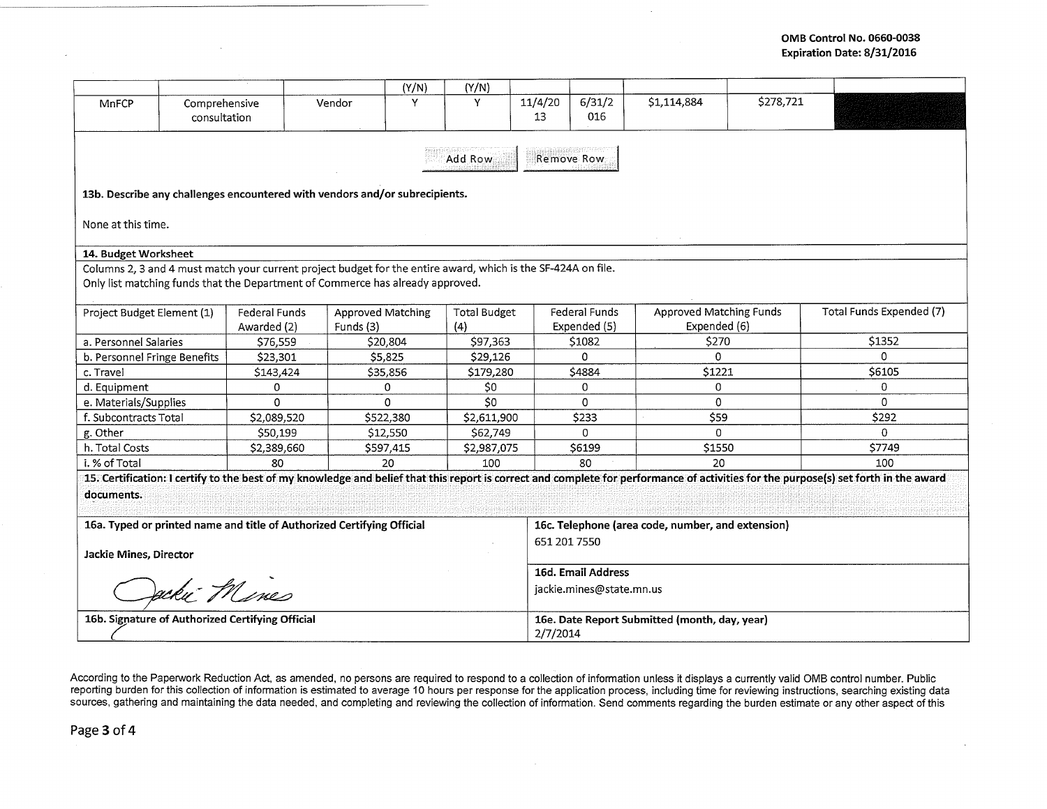| | | | (Y/N) | (Y/N) | | | | | |
|---|---|---|---|---|---|---|---|---|---|
| MnFCP | Comprehensive consultation | Vendor | Y | Y | 11/4/2013 | 6/31/2016 | $1,114,884 | $278,721 | |

Add Row | Remove Row

**13b. Describe any challenges encountered with vendors and/or subrecipients.**

None at this time.

**14. Budget Worksheet**

Columns 2, 3 and 4 must match your current project budget for the entire award, which is the SF-424A on file.
Only list matching funds that the Department of Commerce has already approved.

| Project Budget Element (1) | Federal Funds Awarded (2) | Approved Matching Funds (3) | Total Budget (4) | Federal Funds Expended (5) | Approved Matching Funds Expended (6) | Total Funds Expended (7) |
|---|---|---|---|---|---|---|
| a. Personnel Salaries | $76,559 | $20,804 | $97,363 | $1082 | $270 | $1352 |
| b. Personnel Fringe Benefits | $23,301 | $5,825 | $29,126 | 0 | 0 | 0 |
| c. Travel | $143,424 | $35,856 | $179,280 | $4884 | $1221 | $6105 |
| d. Equipment | 0 | 0 | $0 | 0 | 0 | 0 |
| e. Materials/Supplies | 0 | 0 | $0 | 0 | 0 | 0 |
| f. Subcontracts Total | $2,089,520 | $522,380 | $2,611,900 | $233 | $59 | $292 |
| g. Other | $50,199 | $12,550 | $62,749 | 0 | 0 | 0 |
| h. Total Costs | $2,389,660 | $597,415 | $2,987,075 | $6199 | $1550 | $7749 |
| i. % of Total | 80 | 20 | 100 | 80 | 20 | 100 |

**15. Certification: I certify to the best of my knowledge and belief that this report is correct and complete for performance of activities for the purpose(s) set forth in the award documents.**

**16a. Typed or printed name and title of Authorized Certifying Official**

**Jackie Mines, Director**

Jackie Mines

**16b. Signature of Authorized Certifying Official**

**16c. Telephone (area code, number, and extension)**

651 201 7550

**16d. Email Address**

jackie.mines@state.mn.us

**16e. Date Report Submitted (month, day, year)**

2/7/2014

According to the Paperwork Reduction Act, as amended, no persons are required to respond to a collection of information unless it displays a currently valid OMB control number. Public reporting burden for this collection of information is estimated to average 10 hours per response for the application process, including time for reviewing instructions, searching existing data sources, gathering and maintaining the data needed, and completing and reviewing the collection of information. Send comments regarding the burden estimate or any other aspect of this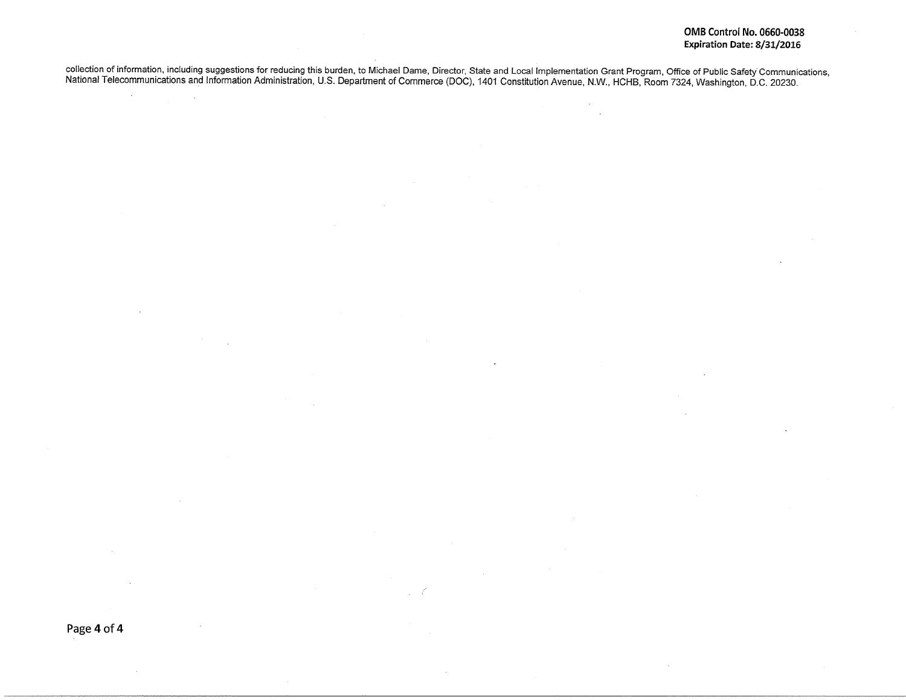collection of information, including suggestions for reducing this burden, to Michael Dame, Director, State and Local Implementation Grant Program, Office of Public Safety Communications, National Telecommunications and Information Administration, U.S. Department of Commerce (DOC), 1401 Constitution Avenue, N.W., HCHB, Room 7324, Washington, D.C. 20230.